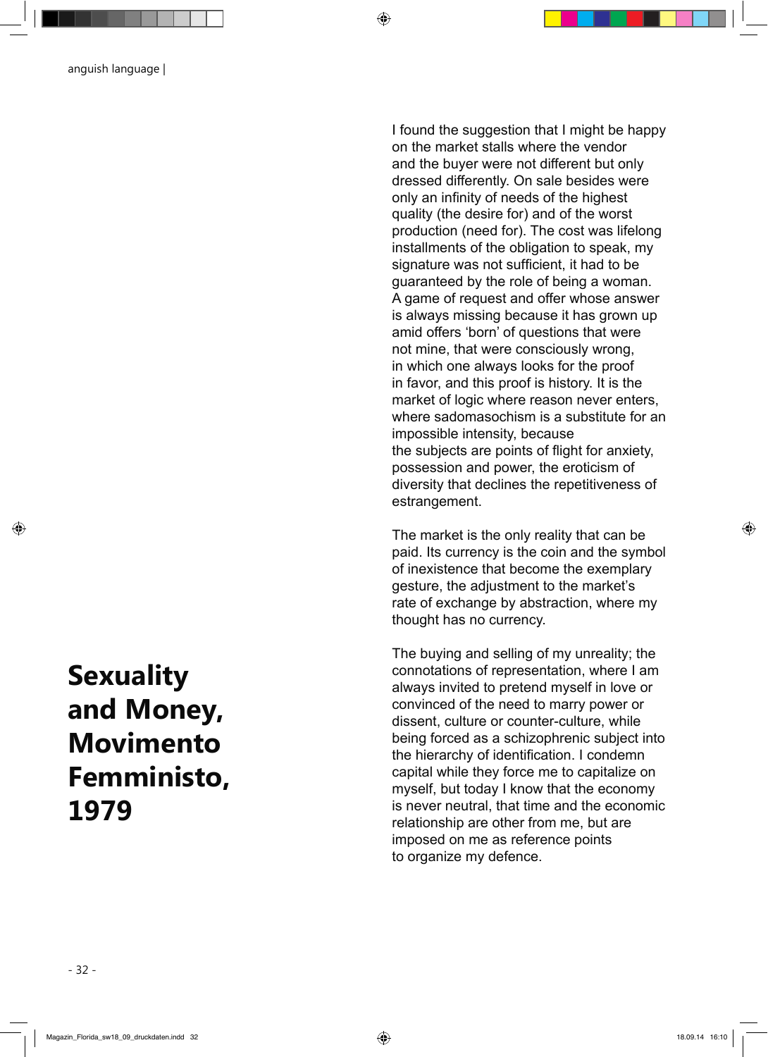# Sexuality and Money, Movimento Femministo, 1979

I found the suggestion that I might be happy on the market stalls where the vendor and the buyer were not different but only dressed differently. On sale besides were only an infinity of needs of the highest quality (the desire for) and of the worst production (need for). The cost was lifelong installments of the obligation to speak, my signature was not sufficient, it had to be guaranteed by the role of being a woman. A game of request and offer whose answer is always missing because it has grown up amid offers 'born' of questions that were not mine, that were consciously wrong, in which one always looks for the proof in favor, and this proof is history. It is the market of logic where reason never enters, where sadomasochism is a substitute for an impossible intensity, because the subjects are points of flight for anxiety, possession and power, the eroticism of diversity that declines the repetitiveness of estrangement.

The market is the only reality that can be paid. Its currency is the coin and the symbol of inexistence that become the exemplary gesture, the adjustment to the market's rate of exchange by abstraction, where my thought has no currency.

The buying and selling of my unreality; the connotations of representation, where I am always invited to pretend myself in love or convinced of the need to marry power or dissent, culture or counter-culture, while being forced as a schizophrenic subject into the hierarchy of identification. I condemn capital while they force me to capitalize on myself, but today I know that the economy is never neutral, that time and the economic relationship are other from me, but are imposed on me as reference points to organize my defence.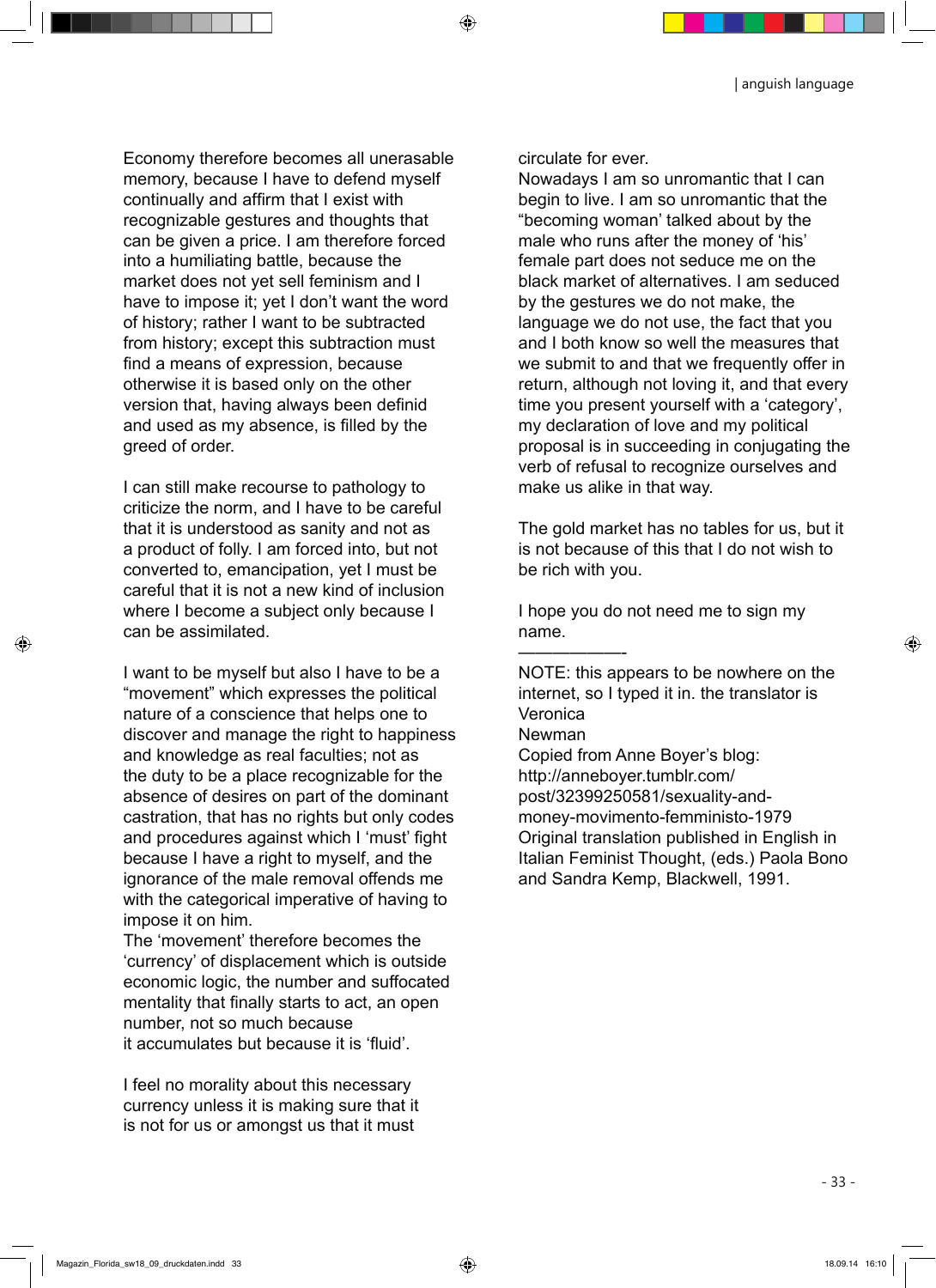Economy therefore becomes all unerasable memory, because I have to defend myself continually and affirm that I exist with recognizable gestures and thoughts that can be given a price. I am therefore forced into a humiliating battle, because the market does not yet sell feminism and I have to impose it; yet I don't want the word of history; rather I want to be subtracted from history; except this subtraction must find a means of expression, because otherwise it is based only on the other version that, having always been definid and used as my absence, is filled by the greed of order.

I can still make recourse to pathology to criticize the norm, and I have to be careful that it is understood as sanity and not as a product of folly. I am forced into, but not converted to, emancipation, yet I must be careful that it is not a new kind of inclusion where I become a subject only because I can be assimilated.

I want to be myself but also I have to be a "movement" which expresses the political nature of a conscience that helps one to discover and manage the right to happiness and knowledge as real faculties; not as the duty to be a place recognizable for the absence of desires on part of the dominant castration, that has no rights but only codes and procedures against which I 'must' fight because I have a right to myself, and the ignorance of the male removal offends me with the categorical imperative of having to impose it on him.
The 'movement' therefore becomes the 'currency' of displacement which is outside economic logic, the number and suffocated mentality that finally starts to act, an open number, not so much because it accumulates but because it is 'fluid'.

I feel no morality about this necessary currency unless it is making sure that it is not for us or amongst us that it must circulate for ever.
Nowadays I am so unromantic that I can begin to live. I am so unromantic that the "becoming woman' talked about by the male who runs after the money of 'his' female part does not seduce me on the black market of alternatives. I am seduced by the gestures we do not make, the language we do not use, the fact that you and I both know so well the measures that we submit to and that we frequently offer in return, although not loving it, and that every time you present yourself with a 'category', my declaration of love and my political proposal is in succeeding in conjugating the verb of refusal to recognize ourselves and make us alike in that way.

The gold market has no tables for us, but it is not because of this that I do not wish to be rich with you.

I hope you do not need me to sign my name.

———————-

NOTE: this appears to be nowhere on the internet, so I typed it in. the translator is Veronica
Newman
Copied from Anne Boyer's blog:
http://anneboyer.tumblr.com/post/32399250581/sexuality-and-money-movimento-femministo-1979
Original translation published in English in Italian Feminist Thought, (eds.) Paola Bono and Sandra Kemp, Blackwell, 1991.